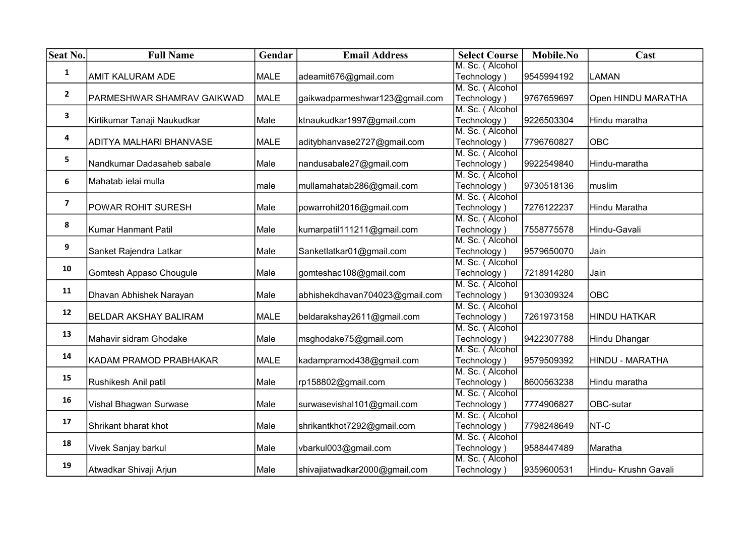| Seat No. | Full Name | Gendar | Email Address | Select Course | Mobile.No | Cast |
|---|---|---|---|---|---|---|
| 1 | AMIT KALURAM ADE | MALE | adeamit676@gmail.com | M. Sc. ( Alcohol Technology ) | 9545994192 | LAMAN |
| 2 | PARMESHWAR SHAMRAV GAIKWAD | MALE | gaikwadparmeshwar123@gmail.com | M. Sc. ( Alcohol Technology ) | 9767659697 | Open HINDU MARATHA |
| 3 | Kirtikumar Tanaji Naukudkar | Male | ktnaukudkar1997@gmail.com | M. Sc. ( Alcohol Technology ) | 9226503304 | Hindu maratha |
| 4 | ADITYA MALHARI BHANVASE | MALE | aditybhanvase2727@gmail.com | M. Sc. ( Alcohol Technology ) | 7796760827 | OBC |
| 5 | Nandkumar Dadasaheb sabale | Male | nandusabale27@gmail.com | M. Sc. ( Alcohol Technology ) | 9922549840 | Hindu-maratha |
| 6 | Mahatab ielai mulla | male | mullamahatab286@gmail.com | M. Sc. ( Alcohol Technology ) | 9730518136 | muslim |
| 7 | POWAR ROHIT SURESH | Male | powarrohit2016@gmail.com | M. Sc. ( Alcohol Technology ) | 7276122237 | Hindu Maratha |
| 8 | Kumar Hanmant Patil | Male | kumarpatil111211@gmail.com | M. Sc. ( Alcohol Technology ) | 7558775578 | Hindu-Gavali |
| 9 | Sanket Rajendra Latkar | Male | Sanketlatkar01@gmail.com | M. Sc. ( Alcohol Technology ) | 9579650070 | Jain |
| 10 | Gomtesh Appaso Chougule | Male | gomteshac108@gmail.com | M. Sc. ( Alcohol Technology ) | 7218914280 | Jain |
| 11 | Dhavan Abhishek Narayan | Male | abhishekdhavan704023@gmail.com | M. Sc. ( Alcohol Technology ) | 9130309324 | OBC |
| 12 | BELDAR AKSHAY BALIRAM | MALE | beldarakshay2611@gmail.com | M. Sc. ( Alcohol Technology ) | 7261973158 | HINDU HATKAR |
| 13 | Mahavir sidram Ghodake | Male | msghodake75@gmail.com | M. Sc. ( Alcohol Technology ) | 9422307788 | Hindu Dhangar |
| 14 | KADAM PRAMOD PRABHAKAR | MALE | kadampramod438@gmail.com | M. Sc. ( Alcohol Technology ) | 9579509392 | HINDU - MARATHA |
| 15 | Rushikesh Anil patil | Male | rp158802@gmail.com | M. Sc. ( Alcohol Technology ) | 8600563238 | Hindu maratha |
| 16 | Vishal Bhagwan Surwase | Male | surwasevishal101@gmail.com | M. Sc. ( Alcohol Technology ) | 7774906827 | OBC-sutar |
| 17 | Shrikant bharat khot | Male | shrikantkhot7292@gmail.com | M. Sc. ( Alcohol Technology ) | 7798248649 | NT-C |
| 18 | Vivek Sanjay barkul | Male | vbarkul003@gmail.com | M. Sc. ( Alcohol Technology ) | 9588447489 | Maratha |
| 19 | Atwadkar Shivaji Arjun | Male | shivajiatwadkar2000@gmail.com | M. Sc. ( Alcohol Technology ) | 9359600531 | Hindu- Krushn Gavali |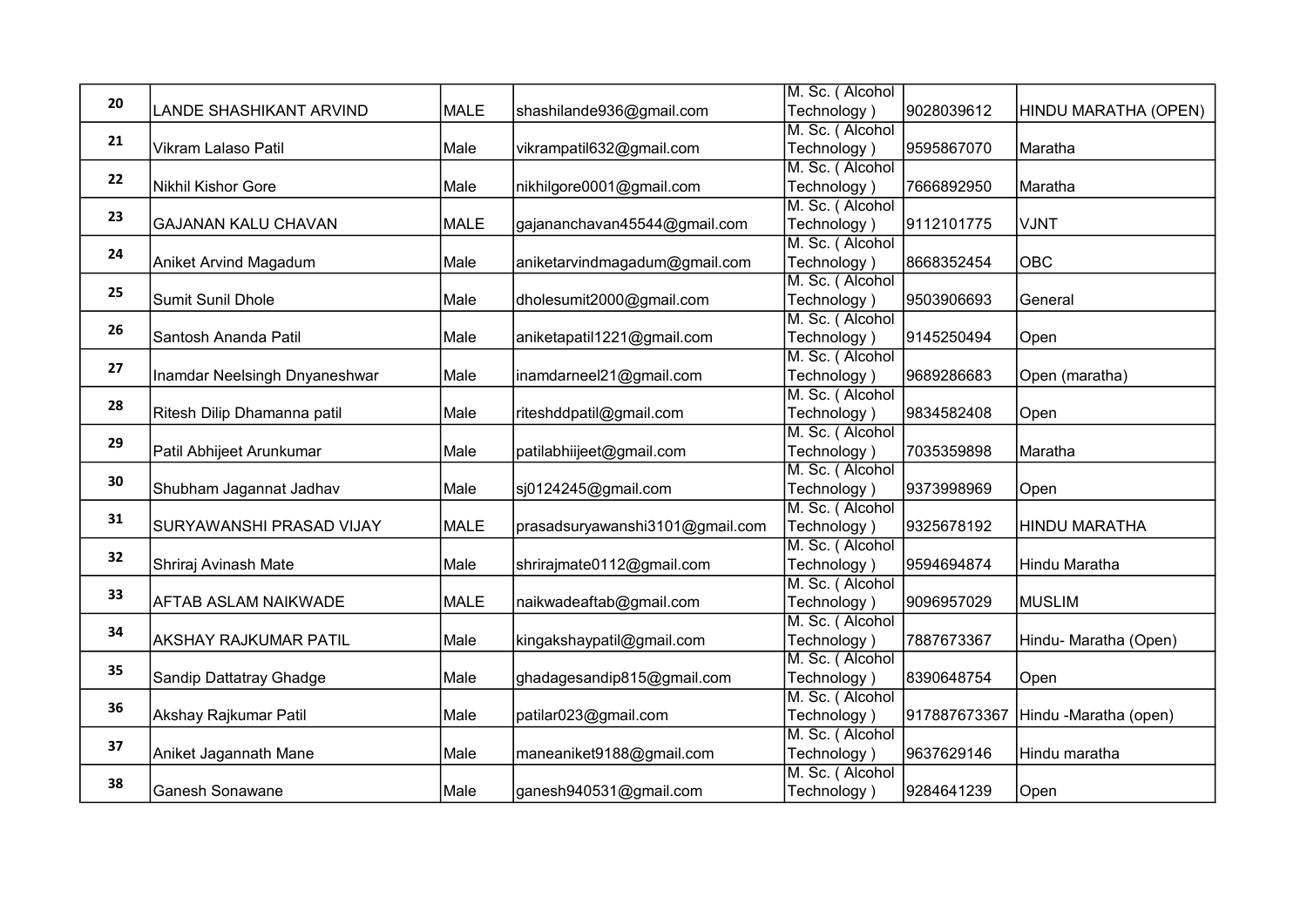| | | | | | | |
|---|---|---|---|---|---|---|
| 20 | LANDE SHASHIKANT ARVIND | MALE | shashilande936@gmail.com | M. Sc. ( Alcohol Technology ) | 9028039612 | HINDU MARATHA (OPEN) |
| 21 | Vikram Lalaso Patil | Male | vikrampatil632@gmail.com | M. Sc. ( Alcohol Technology ) | 9595867070 | Maratha |
| 22 | Nikhil Kishor Gore | Male | nikhilgore0001@gmail.com | M. Sc. ( Alcohol Technology ) | 7666892950 | Maratha |
| 23 | GAJANAN KALU CHAVAN | MALE | gajananchavan45544@gmail.com | M. Sc. ( Alcohol Technology ) | 9112101775 | VJNT |
| 24 | Aniket Arvind Magadum | Male | aniketarvindmagadum@gmail.com | M. Sc. ( Alcohol Technology ) | 8668352454 | OBC |
| 25 | Sumit Sunil Dhole | Male | dholesumit2000@gmail.com | M. Sc. ( Alcohol Technology ) | 9503906693 | General |
| 26 | Santosh Ananda Patil | Male | aniketapatil1221@gmail.com | M. Sc. ( Alcohol Technology ) | 9145250494 | Open |
| 27 | Inamdar Neelsingh Dnyaneshwar | Male | inamdarneel21@gmail.com | M. Sc. ( Alcohol Technology ) | 9689286683 | Open (maratha) |
| 28 | Ritesh Dilip Dhamanna patil | Male | riteshddpatil@gmail.com | M. Sc. ( Alcohol Technology ) | 9834582408 | Open |
| 29 | Patil Abhijeet Arunkumar | Male | patilabhiijeet@gmail.com | M. Sc. ( Alcohol Technology ) | 7035359898 | Maratha |
| 30 | Shubham Jagannat Jadhav | Male | sj0124245@gmail.com | M. Sc. ( Alcohol Technology ) | 9373998969 | Open |
| 31 | SURYAWANSHI PRASAD VIJAY | MALE | prasadsuryawanshi3101@gmail.com | M. Sc. ( Alcohol Technology ) | 9325678192 | HINDU MARATHA |
| 32 | Shriraj Avinash Mate | Male | shrirajmate0112@gmail.com | M. Sc. ( Alcohol Technology ) | 9594694874 | Hindu Maratha |
| 33 | AFTAB ASLAM NAIKWADE | MALE | naikwadeaftab@gmail.com | M. Sc. ( Alcohol Technology ) | 9096957029 | MUSLIM |
| 34 | AKSHAY RAJKUMAR PATIL | Male | kingakshaypatil@gmail.com | M. Sc. ( Alcohol Technology ) | 7887673367 | Hindu- Maratha (Open) |
| 35 | Sandip Dattatray Ghadge | Male | ghadagesandip815@gmail.com | M. Sc. ( Alcohol Technology ) | 8390648754 | Open |
| 36 | Akshay Rajkumar Patil | Male | patilar023@gmail.com | M. Sc. ( Alcohol Technology ) | 917887673367 | Hindu -Maratha (open) |
| 37 | Aniket Jagannath Mane | Male | maneaniket9188@gmail.com | M. Sc. ( Alcohol Technology ) | 9637629146 | Hindu maratha |
| 38 | Ganesh Sonawane | Male | ganesh940531@gmail.com | M. Sc. ( Alcohol Technology ) | 9284641239 | Open |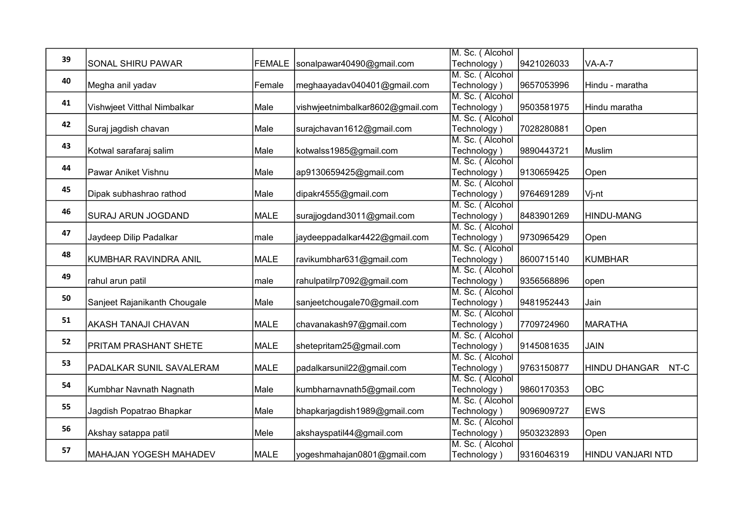| | | | | | | |
|---|---|---|---|---|---|---|
| 39 | SONAL SHIRU PAWAR | FEMALE | sonalpawar40490@gmail.com | M. Sc. ( Alcohol Technology ) | 9421026033 | VA-A-7 |
| 40 | Megha anil yadav | Female | meghaayadav040401@gmail.com | M. Sc. ( Alcohol Technology ) | 9657053996 | Hindu - maratha |
| 41 | Vishwjeet Vitthal Nimbalkar | Male | vishwjeetnimbalkar8602@gmail.com | M. Sc. ( Alcohol Technology ) | 9503581975 | Hindu maratha |
| 42 | Suraj jagdish chavan | Male | surajchavan1612@gmail.com | M. Sc. ( Alcohol Technology ) | 7028280881 | Open |
| 43 | Kotwal sarafaraj salim | Male | kotwalss1985@gmail.com | M. Sc. ( Alcohol Technology ) | 9890443721 | Muslim |
| 44 | Pawar Aniket Vishnu | Male | ap9130659425@gmail.com | M. Sc. ( Alcohol Technology ) | 9130659425 | Open |
| 45 | Dipak subhashrao rathod | Male | dipakr4555@gmail.com | M. Sc. ( Alcohol Technology ) | 9764691289 | Vj-nt |
| 46 | SURAJ ARUN JOGDAND | MALE | surajjogdand3011@gmail.com | M. Sc. ( Alcohol Technology ) | 8483901269 | HINDU-MANG |
| 47 | Jaydeep Dilip Padalkar | male | jaydeeppadalkar4422@gmail.com | M. Sc. ( Alcohol Technology ) | 9730965429 | Open |
| 48 | KUMBHAR RAVINDRA ANIL | MALE | ravikumbhar631@gmail.com | M. Sc. ( Alcohol Technology ) | 8600715140 | KUMBHAR |
| 49 | rahul arun patil | male | rahulpatilrp7092@gmail.com | M. Sc. ( Alcohol Technology ) | 9356568896 | open |
| 50 | Sanjeet Rajanikanth Chougale | Male | sanjeetchougale70@gmail.com | M. Sc. ( Alcohol Technology ) | 9481952443 | Jain |
| 51 | AKASH TANAJI CHAVAN | MALE | chavanakash97@gmail.com | M. Sc. ( Alcohol Technology ) | 7709724960 | MARATHA |
| 52 | PRITAM PRASHANT SHETE | MALE | shetepritam25@gmail.com | M. Sc. ( Alcohol Technology ) | 9145081635 | JAIN |
| 53 | PADALKAR SUNIL SAVALERAM | MALE | padalkarsunil22@gmail.com | M. Sc. ( Alcohol Technology ) | 9763150877 | HINDU DHANGAR NT-C |
| 54 | Kumbhar Navnath Nagnath | Male | kumbharnavnath5@gmail.com | M. Sc. ( Alcohol Technology ) | 9860170353 | OBC |
| 55 | Jagdish Popatrao Bhapkar | Male | bhapkarjagdish1989@gmail.com | M. Sc. ( Alcohol Technology ) | 9096909727 | EWS |
| 56 | Akshay satappa patil | Mele | akshayspatil44@gmail.com | M. Sc. ( Alcohol Technology ) | 9503232893 | Open |
| 57 | MAHAJAN YOGESH MAHADEV | MALE | yogeshmahajan0801@gmail.com | M. Sc. ( Alcohol Technology ) | 9316046319 | HINDU VANJARI NTD |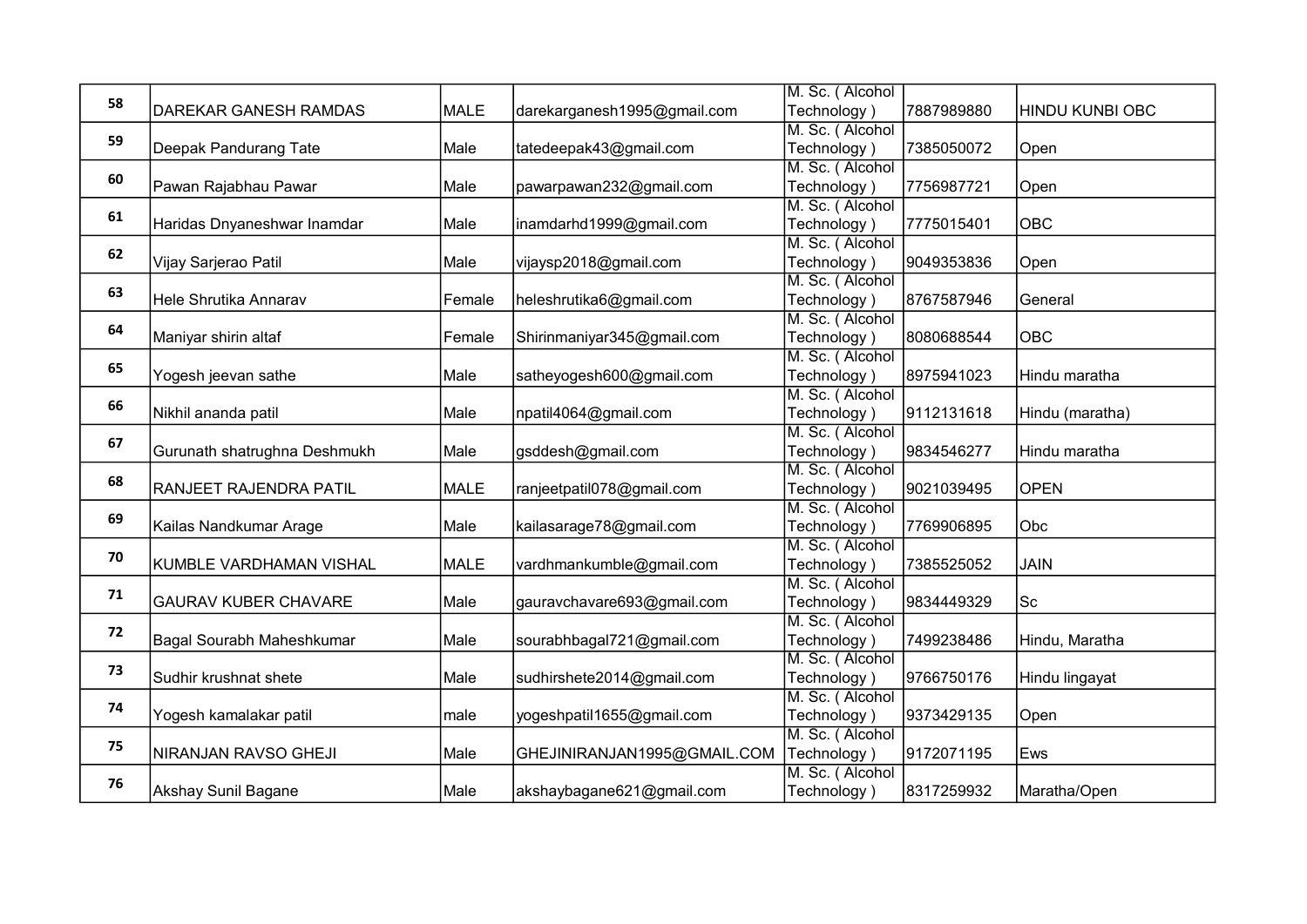| | | | | | | |
|---|---|---|---|---|---|---|
| 58 | DAREKAR GANESH RAMDAS | MALE | darekarganesh1995@gmail.com | M. Sc. ( Alcohol Technology ) | 7887989880 | HINDU KUNBI OBC |
| 59 | Deepak Pandurang Tate | Male | tatedeepak43@gmail.com | M. Sc. ( Alcohol Technology ) | 7385050072 | Open |
| 60 | Pawan Rajabhau Pawar | Male | pawarpawan232@gmail.com | M. Sc. ( Alcohol Technology ) | 7756987721 | Open |
| 61 | Haridas Dnyaneshwar Inamdar | Male | inamdarhd1999@gmail.com | M. Sc. ( Alcohol Technology ) | 7775015401 | OBC |
| 62 | Vijay Sarjerao Patil | Male | vijaysp2018@gmail.com | M. Sc. ( Alcohol Technology ) | 9049353836 | Open |
| 63 | Hele Shrutika Annarav | Female | heleshrutika6@gmail.com | M. Sc. ( Alcohol Technology ) | 8767587946 | General |
| 64 | Maniyar shirin altaf | Female | Shirinmaniyar345@gmail.com | M. Sc. ( Alcohol Technology ) | 8080688544 | OBC |
| 65 | Yogesh jeevan sathe | Male | satheyogesh600@gmail.com | M. Sc. ( Alcohol Technology ) | 8975941023 | Hindu maratha |
| 66 | Nikhil ananda patil | Male | npatil4064@gmail.com | M. Sc. ( Alcohol Technology ) | 9112131618 | Hindu (maratha) |
| 67 | Gurunath shatrughna Deshmukh | Male | gsddesh@gmail.com | M. Sc. ( Alcohol Technology ) | 9834546277 | Hindu maratha |
| 68 | RANJEET RAJENDRA PATIL | MALE | ranjeetpatil078@gmail.com | M. Sc. ( Alcohol Technology ) | 9021039495 | OPEN |
| 69 | Kailas Nandkumar Arage | Male | kailasarage78@gmail.com | M. Sc. ( Alcohol Technology ) | 7769906895 | Obc |
| 70 | KUMBLE VARDHAMAN VISHAL | MALE | vardhmankumble@gmail.com | M. Sc. ( Alcohol Technology ) | 7385525052 | JAIN |
| 71 | GAURAV KUBER CHAVARE | Male | gauravchavare693@gmail.com | M. Sc. ( Alcohol Technology ) | 9834449329 | Sc |
| 72 | Bagal Sourabh Maheshkumar | Male | sourabhbagal721@gmail.com | M. Sc. ( Alcohol Technology ) | 7499238486 | Hindu, Maratha |
| 73 | Sudhir krushnat shete | Male | sudhirshete2014@gmail.com | M. Sc. ( Alcohol Technology ) | 9766750176 | Hindu lingayat |
| 74 | Yogesh kamalakar patil | male | yogeshpatil1655@gmail.com | M. Sc. ( Alcohol Technology ) | 9373429135 | Open |
| 75 | NIRANJAN RAVSO GHEJI | Male | GHEJINIRANJAN1995@GMAIL.COM | M. Sc. ( Alcohol Technology ) | 9172071195 | Ews |
| 76 | Akshay Sunil Bagane | Male | akshaybagane621@gmail.com | M. Sc. ( Alcohol Technology ) | 8317259932 | Maratha/Open |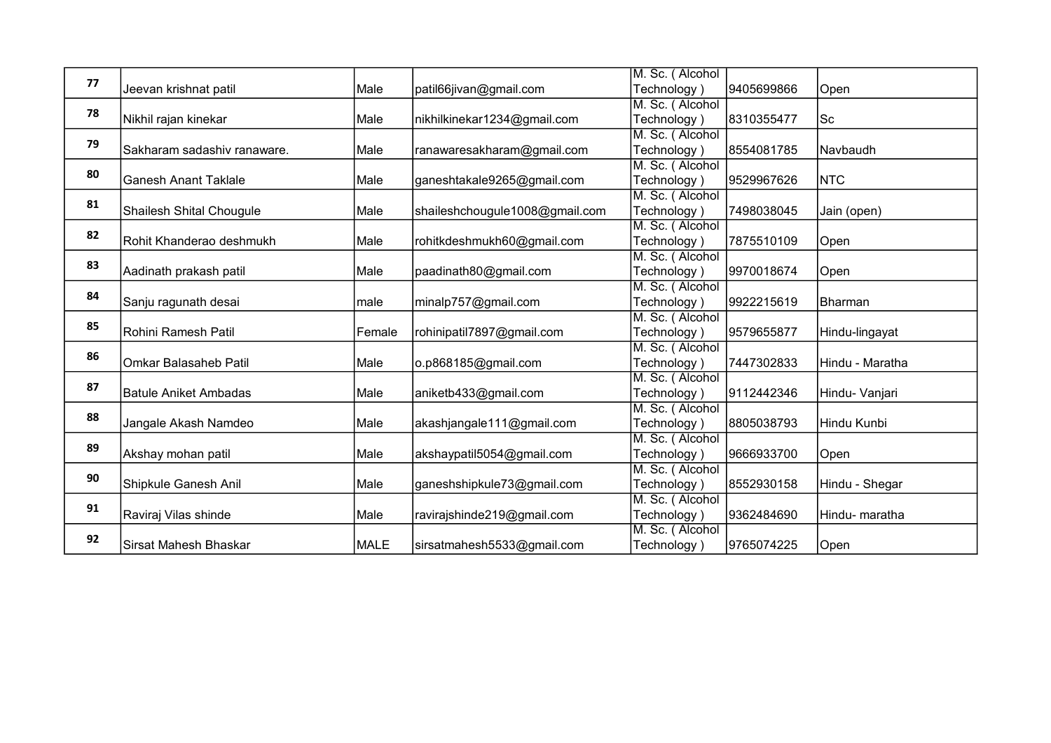| | | | | | | |
|---|---|---|---|---|---|---|
| 77 | Jeevan krishnat patil | Male | patil66jivan@gmail.com | M. Sc. ( Alcohol Technology ) | 9405699866 | Open |
| 78 | Nikhil rajan kinekar | Male | nikhilkinekar1234@gmail.com | M. Sc. ( Alcohol Technology ) | 8310355477 | Sc |
| 79 | Sakharam sadashiv ranaware. | Male | ranawaresakharam@gmail.com | M. Sc. ( Alcohol Technology ) | 8554081785 | Navbaudh |
| 80 | Ganesh Anant Taklale | Male | ganeshtakale9265@gmail.com | M. Sc. ( Alcohol Technology ) | 9529967626 | NTC |
| 81 | Shailesh Shital Chougule | Male | shaileshchougule1008@gmail.com | M. Sc. ( Alcohol Technology ) | 7498038045 | Jain (open) |
| 82 | Rohit Khanderao deshmukh | Male | rohitkdeshmukh60@gmail.com | M. Sc. ( Alcohol Technology ) | 7875510109 | Open |
| 83 | Aadinath prakash patil | Male | paadinath80@gmail.com | M. Sc. ( Alcohol Technology ) | 9970018674 | Open |
| 84 | Sanju ragunath desai | male | minalp757@gmail.com | M. Sc. ( Alcohol Technology ) | 9922215619 | Bharman |
| 85 | Rohini Ramesh Patil | Female | rohinipatil7897@gmail.com | M. Sc. ( Alcohol Technology ) | 9579655877 | Hindu-lingayat |
| 86 | Omkar Balasaheb Patil | Male | o.p868185@gmail.com | M. Sc. ( Alcohol Technology ) | 7447302833 | Hindu - Maratha |
| 87 | Batule Aniket Ambadas | Male | aniketb433@gmail.com | M. Sc. ( Alcohol Technology ) | 9112442346 | Hindu- Vanjari |
| 88 | Jangale Akash Namdeo | Male | akashjangale111@gmail.com | M. Sc. ( Alcohol Technology ) | 8805038793 | Hindu Kunbi |
| 89 | Akshay mohan patil | Male | akshaypatil5054@gmail.com | M. Sc. ( Alcohol Technology ) | 9666933700 | Open |
| 90 | Shipkule Ganesh Anil | Male | ganeshshipkule73@gmail.com | M. Sc. ( Alcohol Technology ) | 8552930158 | Hindu - Shegar |
| 91 | Raviraj Vilas shinde | Male | ravirajshinde219@gmail.com | M. Sc. ( Alcohol Technology ) | 9362484690 | Hindu- maratha |
| 92 | Sirsat Mahesh Bhaskar | MALE | sirsatmahesh5533@gmail.com | M. Sc. ( Alcohol Technology ) | 9765074225 | Open |